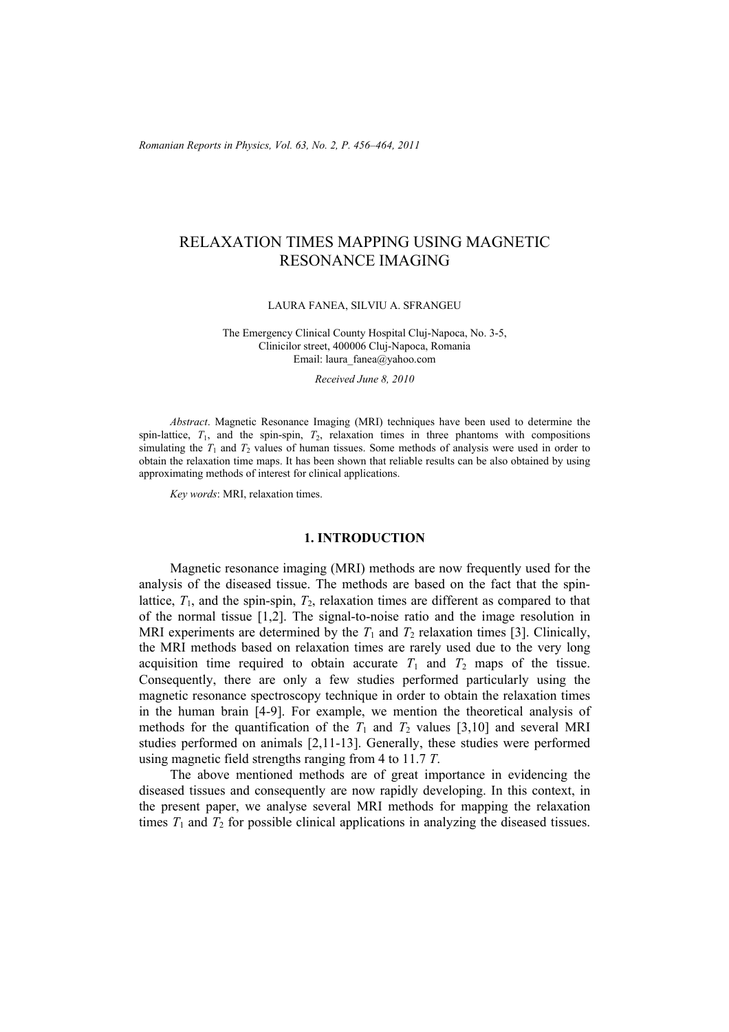# RELAXATION TIMES MAPPING USING MAGNETIC RESONANCE IMAGING

LAURA FANEA, SILVIU A. SFRANGEU

The Emergency Clinical County Hospital Cluj-Napoca, No. 3-5, Clinicilor street, 400006 Cluj-Napoca, Romania
Email: laura_fanea@yahoo.com

*Received June 8, 2010*

*Abstract*. Magnetic Resonance Imaging (MRI) techniques have been used to determine the spin-lattice, $T_1$, and the spin-spin, $T_2$, relaxation times in three phantoms with compositions simulating the $T_1$ and $T_2$ values of human tissues. Some methods of analysis were used in order to obtain the relaxation time maps. It has been shown that reliable results can be also obtained by using approximating methods of interest for clinical applications.

*Key words*: MRI, relaxation times.

## 1. INTRODUCTION

Magnetic resonance imaging (MRI) methods are now frequently used for the analysis of the diseased tissue. The methods are based on the fact that the spin-lattice, $T_1$, and the spin-spin, $T_2$, relaxation times are different as compared to that of the normal tissue [1,2]. The signal-to-noise ratio and the image resolution in MRI experiments are determined by the $T_1$ and $T_2$ relaxation times [3]. Clinically, the MRI methods based on relaxation times are rarely used due to the very long acquisition time required to obtain accurate $T_1$ and $T_2$ maps of the tissue. Consequently, there are only a few studies performed particularly using the magnetic resonance spectroscopy technique in order to obtain the relaxation times in the human brain [4-9]. For example, we mention the theoretical analysis of methods for the quantification of the $T_1$ and $T_2$ values [3,10] and several MRI studies performed on animals [2,11-13]. Generally, these studies were performed using magnetic field strengths ranging from 4 to 11.7 *T*.

The above mentioned methods are of great importance in evidencing the diseased tissues and consequently are now rapidly developing. In this context, in the present paper, we analyse several MRI methods for mapping the relaxation times $T_1$ and $T_2$ for possible clinical applications in analyzing the diseased tissues.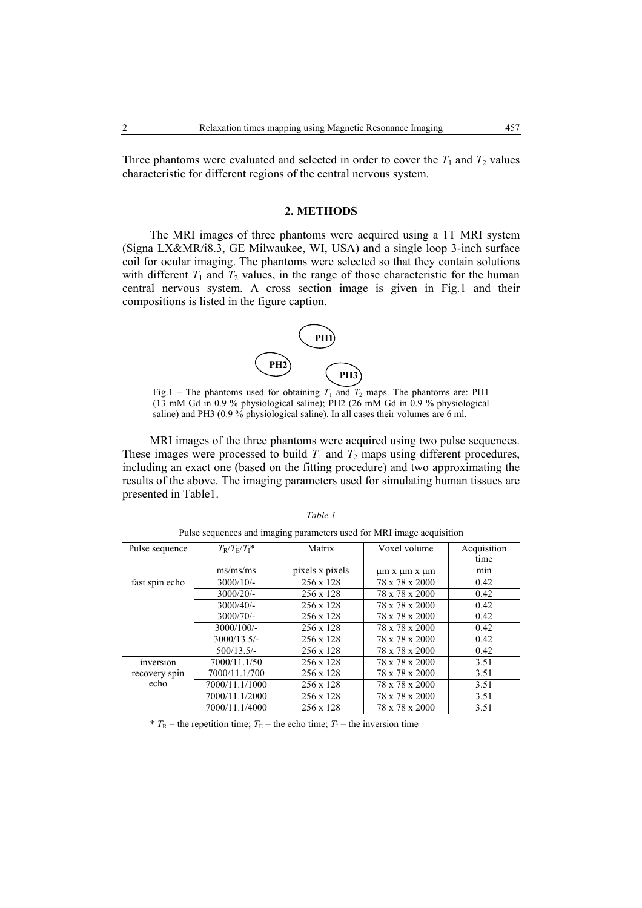Three phantoms were evaluated and selected in order to cover the $T_1$ and $T_2$ values characteristic for different regions of the central nervous system.

## 2. METHODS

The MRI images of three phantoms were acquired using a 1T MRI system (Signa LX&MR/i8.3, GE Milwaukee, WI, USA) and a single loop 3-inch surface coil for ocular imaging. The phantoms were selected so that they contain solutions with different $T_1$ and $T_2$ values, in the range of those characteristic for the human central nervous system. A cross section image is given in Fig.1 and their compositions is listed in the figure caption.

PH1

PH2

PH3

Fig.1 – The phantoms used for obtaining $T_1$ and $T_2$ maps. The phantoms are: PH1 (13 mM Gd in 0.9 % physiological saline); PH2 (26 mM Gd in 0.9 % physiological saline) and PH3 (0.9 % physiological saline). In all cases their volumes are 6 ml.

MRI images of the three phantoms were acquired using two pulse sequences. These images were processed to build $T_1$ and $T_2$ maps using different procedures, including an exact one (based on the fitting procedure) and two approximating the results of the above. The imaging parameters used for simulating human tissues are presented in Table1.

*Table 1*

Pulse sequences and imaging parameters used for MRI image acquisition

| Pulse sequence | $T_R/T_E/T_I$* | Matrix | Voxel volume | Acquisition time |
|---|---|---|---|---|
| | ms/ms/ms | pixels x pixels | μm x μm x μm | min |
| fast spin echo | 3000/10/- | 256 x 128 | 78 x 78 x 2000 | 0.42 |
| | 3000/20/- | 256 x 128 | 78 x 78 x 2000 | 0.42 |
| | 3000/40/- | 256 x 128 | 78 x 78 x 2000 | 0.42 |
| | 3000/70/- | 256 x 128 | 78 x 78 x 2000 | 0.42 |
| | 3000/100/- | 256 x 128 | 78 x 78 x 2000 | 0.42 |
| | 3000/13.5/- | 256 x 128 | 78 x 78 x 2000 | 0.42 |
| | 500/13.5/- | 256 x 128 | 78 x 78 x 2000 | 0.42 |
| inversion recovery spin echo | 7000/11.1/50 | 256 x 128 | 78 x 78 x 2000 | 3.51 |
| | 7000/11.1/700 | 256 x 128 | 78 x 78 x 2000 | 3.51 |
| | 7000/11.1/1000 | 256 x 128 | 78 x 78 x 2000 | 3.51 |
| | 7000/11.1/2000 | 256 x 128 | 78 x 78 x 2000 | 3.51 |
| | 7000/11.1/4000 | 256 x 128 | 78 x 78 x 2000 | 3.51 |

* $T_R$ = the repetition time; $T_E$ = the echo time; $T_I$ = the inversion time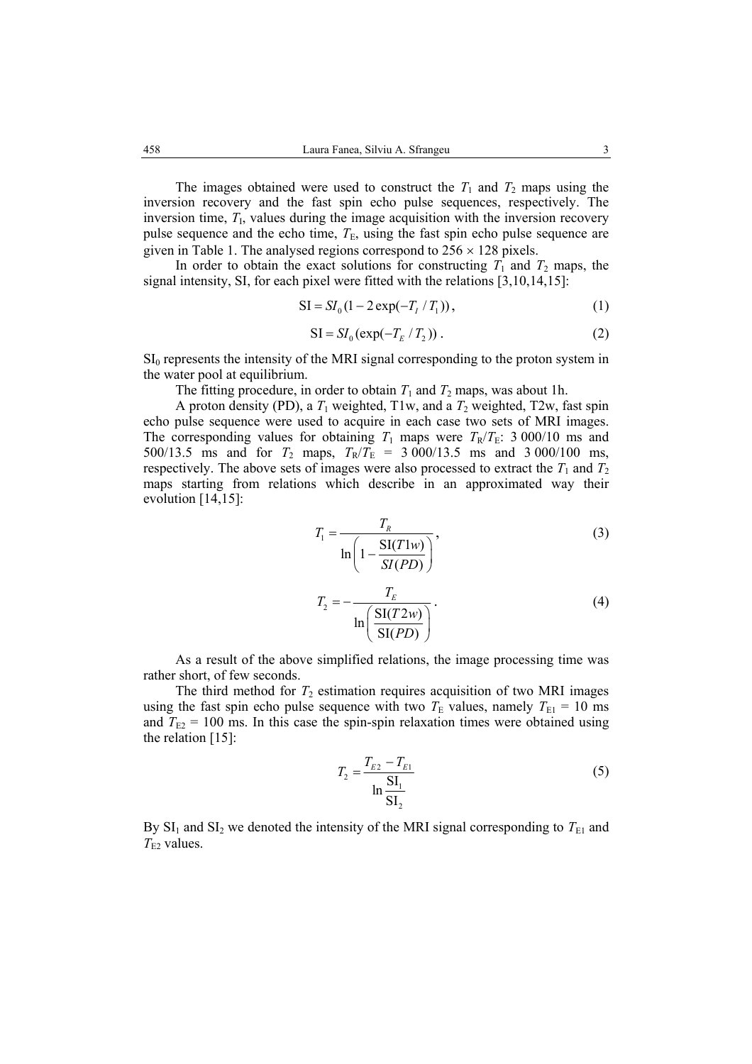The images obtained were used to construct the $T_1$ and $T_2$ maps using the inversion recovery and the fast spin echo pulse sequences, respectively. The inversion time, $T_I$, values during the image acquisition with the inversion recovery pulse sequence and the echo time, $T_E$, using the fast spin echo pulse sequence are given in Table 1. The analysed regions correspond to $256 \times 128$ pixels.

In order to obtain the exact solutions for constructing $T_1$ and $T_2$ maps, the signal intensity, SI, for each pixel were fitted with the relations [3,10,14,15]:

$$\mathrm{SI} = SI_0(1 - 2\exp(-T_I / T_1)), \tag{1}$$

$$\mathrm{SI} = SI_0(\exp(-T_E / T_2)). \tag{2}$$

$\mathrm{SI}_0$ represents the intensity of the MRI signal corresponding to the proton system in the water pool at equilibrium.

The fitting procedure, in order to obtain $T_1$ and $T_2$ maps, was about 1h.

A proton density (PD), a $T_1$ weighted, T1w, and a $T_2$ weighted, T2w, fast spin echo pulse sequence were used to acquire in each case two sets of MRI images. The corresponding values for obtaining $T_1$ maps were $T_R/T_E$: 3 000/10 ms and 500/13.5 ms and for $T_2$ maps, $T_R/T_E$ = 3 000/13.5 ms and 3 000/100 ms, respectively. The above sets of images were also processed to extract the $T_1$ and $T_2$ maps starting from relations which describe in an approximated way their evolution [14,15]:

$$T_1 = \frac{T_R}{\ln\left(1 - \dfrac{\mathrm{SI}(T1w)}{SI(PD)}\right)}, \tag{3}$$

$$T_2 = -\frac{T_E}{\ln\left(\dfrac{\mathrm{SI}(T2w)}{\mathrm{SI}(PD)}\right)}. \tag{4}$$

As a result of the above simplified relations, the image processing time was rather short, of few seconds.

The third method for $T_2$ estimation requires acquisition of two MRI images using the fast spin echo pulse sequence with two $T_E$ values, namely $T_{E1}$ = 10 ms and $T_{E2}$ = 100 ms. In this case the spin-spin relaxation times were obtained using the relation [15]:

$$T_2 = \frac{T_{E2} - T_{E1}}{\ln \dfrac{\mathrm{SI}_1}{\mathrm{SI}_2}} \tag{5}$$

By $\mathrm{SI}_1$ and $\mathrm{SI}_2$ we denoted the intensity of the MRI signal corresponding to $T_{E1}$ and $T_{E2}$ values.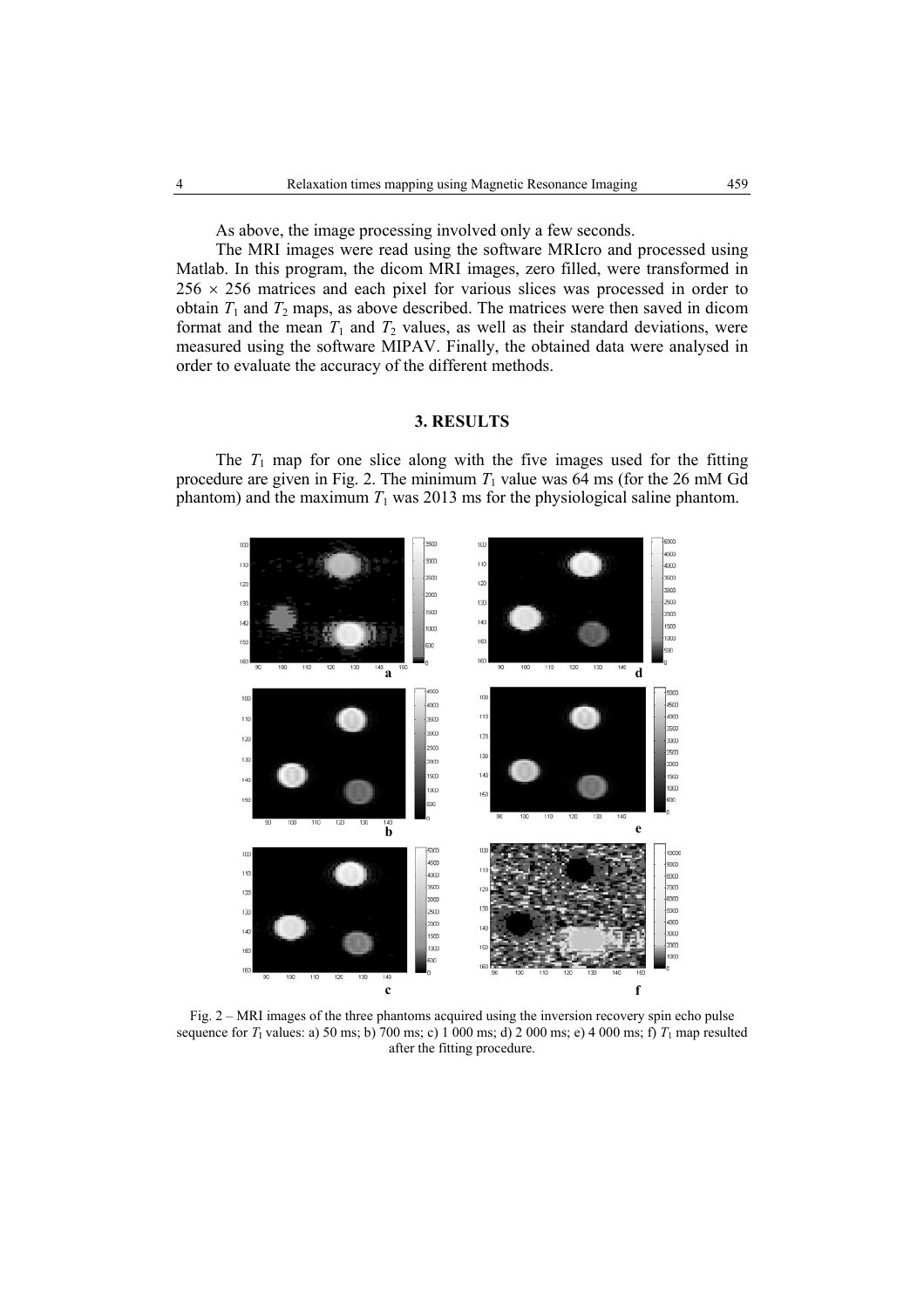As above, the image processing involved only a few seconds.

The MRI images were read using the software MRIcro and processed using Matlab. In this program, the dicom MRI images, zero filled, were transformed in $256 \times 256$ matrices and each pixel for various slices was processed in order to obtain $T_1$ and $T_2$ maps, as above described. The matrices were then saved in dicom format and the mean $T_1$ and $T_2$ values, as well as their standard deviations, were measured using the software MIPAV. Finally, the obtained data were analysed in order to evaluate the accuracy of the different methods.

## 3. RESULTS

The $T_1$ map for one slice along with the five images used for the fitting procedure are given in Fig. 2. The minimum $T_1$ value was 64 ms (for the 26 mM Gd phantom) and the maximum $T_1$ was 2013 ms for the physiological saline phantom.

Fig. 2 – MRI images of the three phantoms acquired using the inversion recovery spin echo pulse sequence for $T_1$ values: a) 50 ms; b) 700 ms; c) 1 000 ms; d) 2 000 ms; e) 4 000 ms; f) $T_1$ map resulted after the fitting procedure.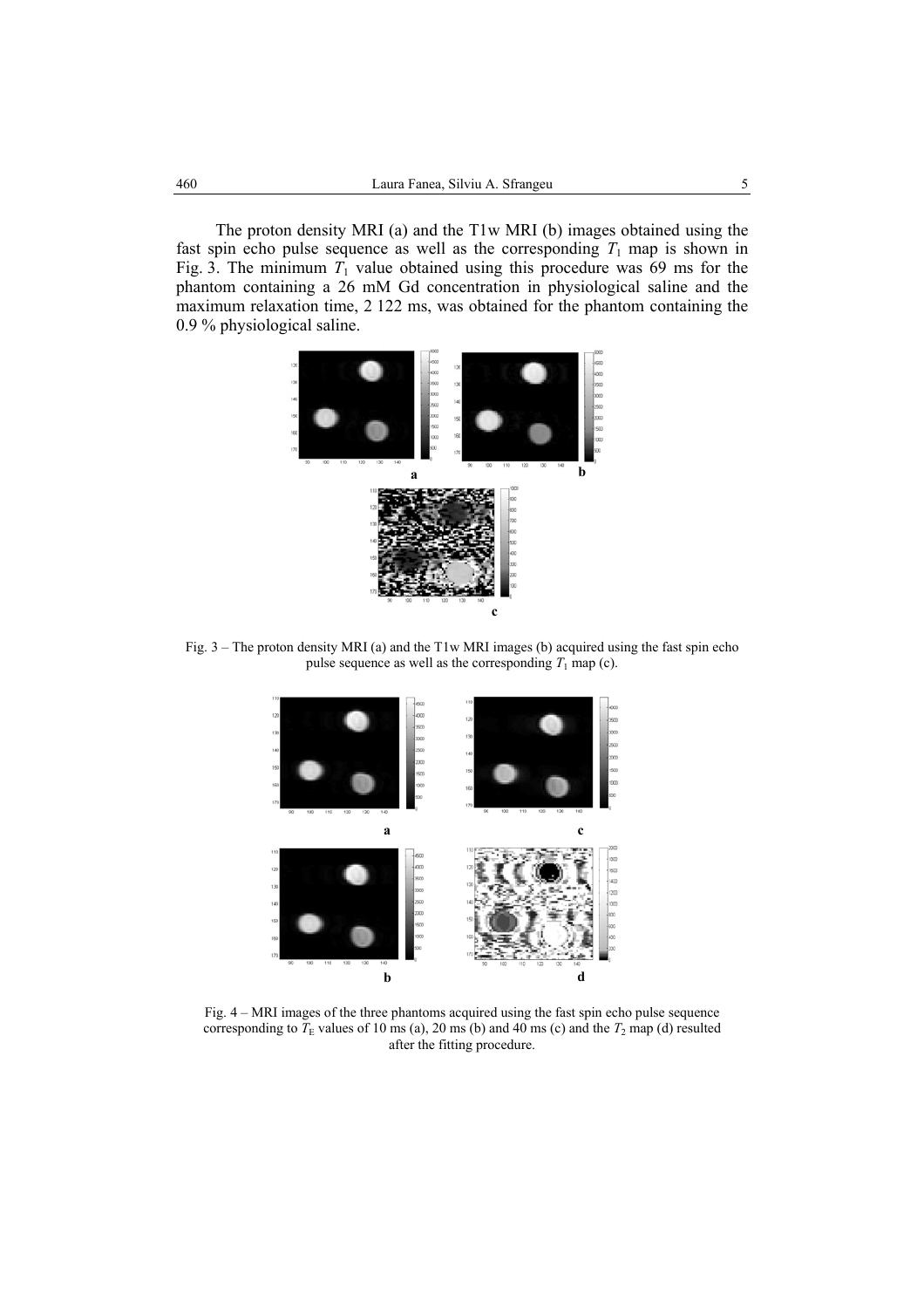The proton density MRI (a) and the T1w MRI (b) images obtained using the fast spin echo pulse sequence as well as the corresponding $T_1$ map is shown in Fig. 3. The minimum $T_1$ value obtained using this procedure was 69 ms for the phantom containing a 26 mM Gd concentration in physiological saline and the maximum relaxation time, 2 122 ms, was obtained for the phantom containing the 0.9 % physiological saline.

Fig. 3 – The proton density MRI (a) and the T1w MRI images (b) acquired using the fast spin echo pulse sequence as well as the corresponding $T_1$ map (c).

Fig. 4 – MRI images of the three phantoms acquired using the fast spin echo pulse sequence corresponding to $T_E$ values of 10 ms (a), 20 ms (b) and 40 ms (c) and the $T_2$ map (d) resulted after the fitting procedure.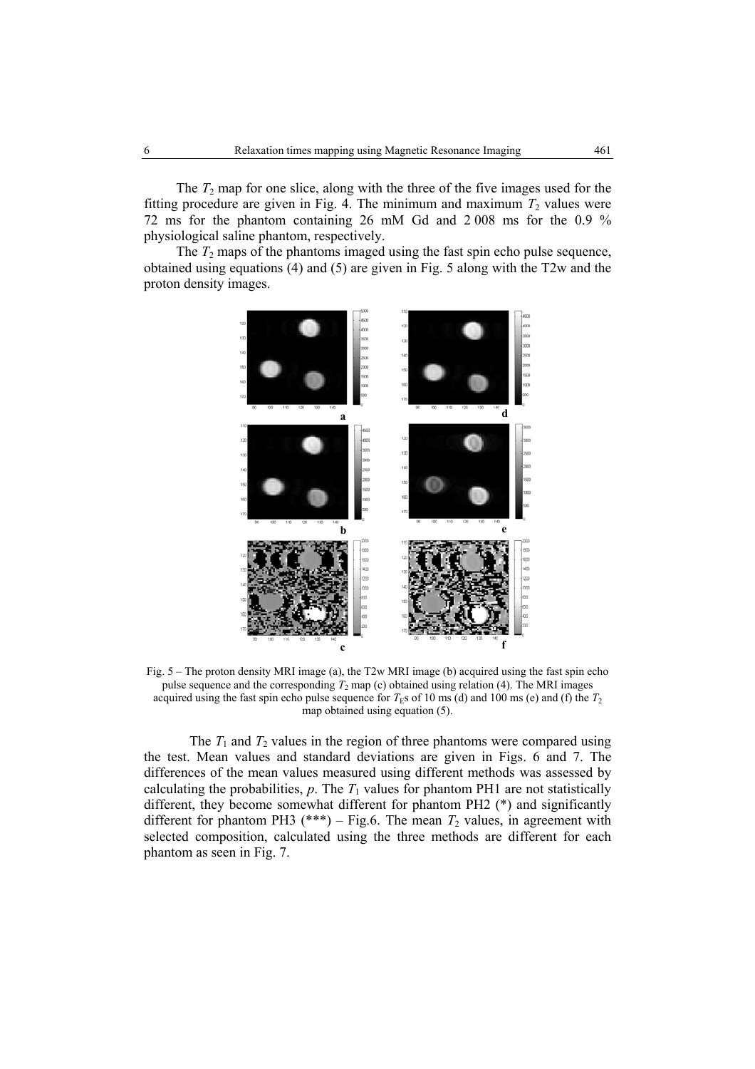The $T_2$ map for one slice, along with the three of the five images used for the fitting procedure are given in Fig. 4. The minimum and maximum $T_2$ values were 72 ms for the phantom containing 26 mM Gd and 2 008 ms for the 0.9 % physiological saline phantom, respectively.

The $T_2$ maps of the phantoms imaged using the fast spin echo pulse sequence, obtained using equations (4) and (5) are given in Fig. 5 along with the T2w and the proton density images.

Fig. 5 – The proton density MRI image (a), the T2w MRI image (b) acquired using the fast spin echo pulse sequence and the corresponding $T_2$ map (c) obtained using relation (4). The MRI images acquired using the fast spin echo pulse sequence for $T_E$s of 10 ms (d) and 100 ms (e) and (f) the $T_2$ map obtained using equation (5).

The $T_1$ and $T_2$ values in the region of three phantoms were compared using the test. Mean values and standard deviations are given in Figs. 6 and 7. The differences of the mean values measured using different methods was assessed by calculating the probabilities, $p$. The $T_1$ values for phantom PH1 are not statistically different, they become somewhat different for phantom PH2 (*) and significantly different for phantom PH3 (***) – Fig.6. The mean $T_2$ values, in agreement with selected composition, calculated using the three methods are different for each phantom as seen in Fig. 7.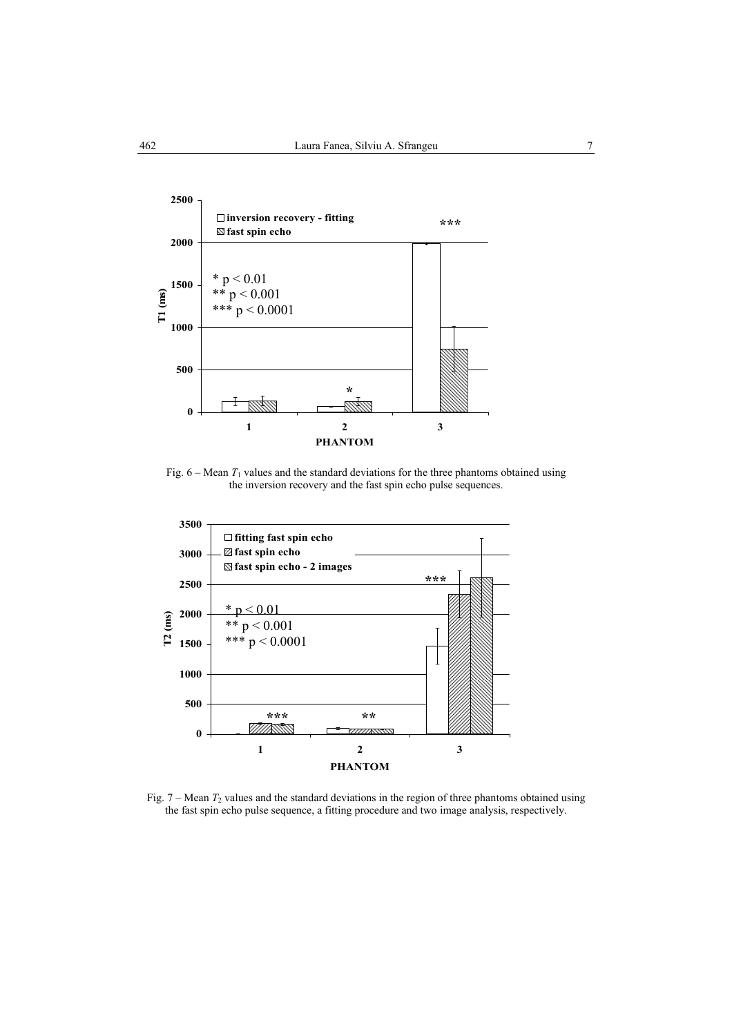Fig. 6 – Mean $T_1$ values and the standard deviations for the three phantoms obtained using the inversion recovery and the fast spin echo pulse sequences.

Fig. 7 – Mean $T_2$ values and the standard deviations in the region of three phantoms obtained using the fast spin echo pulse sequence, a fitting procedure and two image analysis, respectively.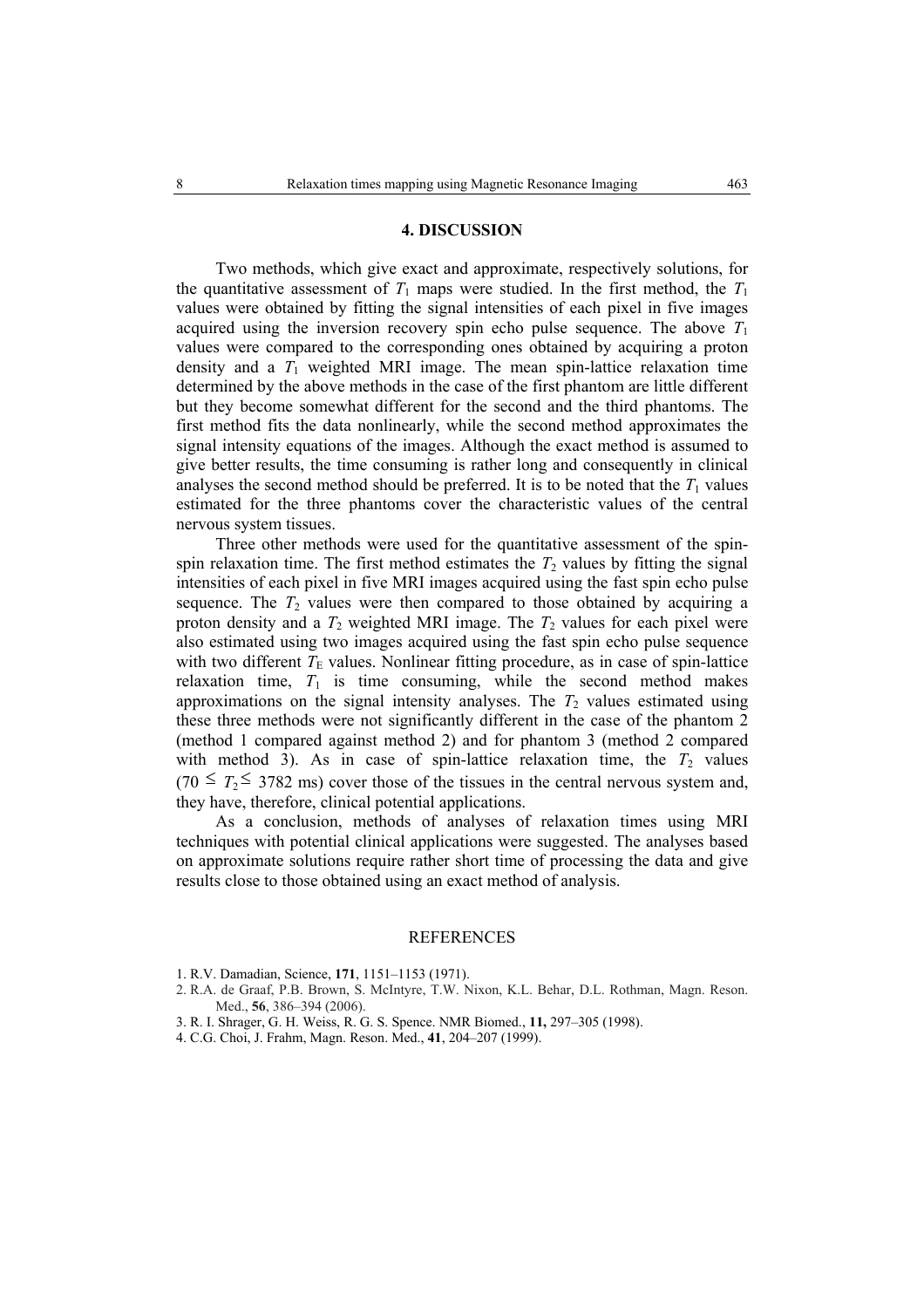## 4. DISCUSSION

Two methods, which give exact and approximate, respectively solutions, for the quantitative assessment of $T_1$ maps were studied. In the first method, the $T_1$ values were obtained by fitting the signal intensities of each pixel in five images acquired using the inversion recovery spin echo pulse sequence. The above $T_1$ values were compared to the corresponding ones obtained by acquiring a proton density and a $T_1$ weighted MRI image. The mean spin-lattice relaxation time determined by the above methods in the case of the first phantom are little different but they become somewhat different for the second and the third phantoms. The first method fits the data nonlinearly, while the second method approximates the signal intensity equations of the images. Although the exact method is assumed to give better results, the time consuming is rather long and consequently in clinical analyses the second method should be preferred. It is to be noted that the $T_1$ values estimated for the three phantoms cover the characteristic values of the central nervous system tissues.

Three other methods were used for the quantitative assessment of the spin-spin relaxation time. The first method estimates the $T_2$ values by fitting the signal intensities of each pixel in five MRI images acquired using the fast spin echo pulse sequence. The $T_2$ values were then compared to those obtained by acquiring a proton density and a $T_2$ weighted MRI image. The $T_2$ values for each pixel were also estimated using two images acquired using the fast spin echo pulse sequence with two different $T_E$ values. Nonlinear fitting procedure, as in case of spin-lattice relaxation time, $T_1$ is time consuming, while the second method makes approximations on the signal intensity analyses. The $T_2$ values estimated using these three methods were not significantly different in the case of the phantom 2 (method 1 compared against method 2) and for phantom 3 (method 2 compared with method 3). As in case of spin-lattice relaxation time, the $T_2$ values ($70 \leq T_2 \leq 3782$ ms) cover those of the tissues in the central nervous system and, they have, therefore, clinical potential applications.

As a conclusion, methods of analyses of relaxation times using MRI techniques with potential clinical applications were suggested. The analyses based on approximate solutions require rather short time of processing the data and give results close to those obtained using an exact method of analysis.

## REFERENCES

1. R.V. Damadian, Science, **171**, 1151–1153 (1971).
2. R.A. de Graaf, P.B. Brown, S. McIntyre, T.W. Nixon, K.L. Behar, D.L. Rothman, Magn. Reson. Med., **56**, 386–394 (2006).
3. R. I. Shrager, G. H. Weiss, R. G. S. Spence. NMR Biomed., **11,** 297–305 (1998).
4. C.G. Choi, J. Frahm, Magn. Reson. Med., **41**, 204–207 (1999).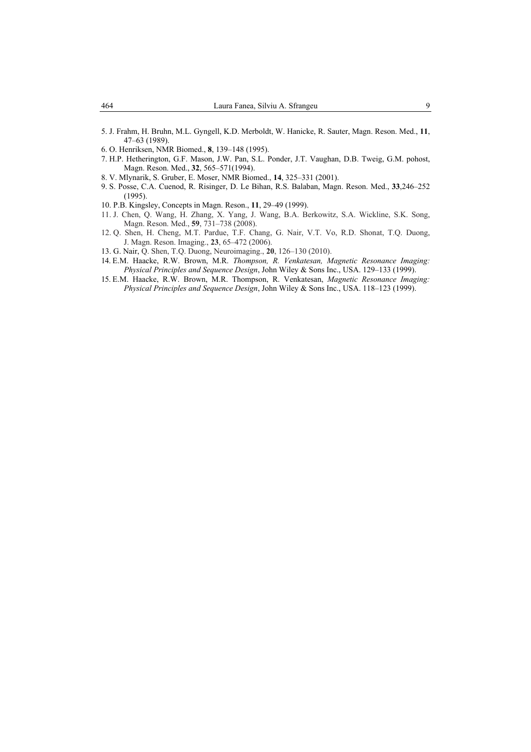5. J. Frahm, H. Bruhn, M.L. Gyngell, K.D. Merboldt, W. Hanicke, R. Sauter, Magn. Reson. Med., **11**, 47–63 (1989).
6. O. Henriksen, NMR Biomed., **8**, 139–148 (1995).
7. H.P. Hetherington, G.F. Mason, J.W. Pan, S.L. Ponder, J.T. Vaughan, D.B. Tweig, G.M. pohost, Magn. Reson. Med., **32**, 565–571(1994).
8. V. Mlynarik, S. Gruber, E. Moser, NMR Biomed., **14**, 325–331 (2001).
9. S. Posse, C.A. Cuenod, R. Risinger, D. Le Bihan, R.S. Balaban, Magn. Reson. Med., **33**,246–252 (1995).
10. P.B. Kingsley, Concepts in Magn. Reson., **11**, 29–49 (1999).
11. J. Chen, Q. Wang, H. Zhang, X. Yang, J. Wang, B.A. Berkowitz, S.A. Wickline, S.K. Song, Magn. Reson. Med., **59**, 731–738 (2008).
12. Q. Shen, H. Cheng, M.T. Pardue, T.F. Chang, G. Nair, V.T. Vo, R.D. Shonat, T.Q. Duong, J. Magn. Reson. Imaging., **23**, 65–472 (2006).
13. G. Nair, Q. Shen, T.Q. Duong, Neuroimaging., **20**, 126–130 (2010).
14. E.M. Haacke, R.W. Brown, M.R. *Thompson, R. Venkatesan, Magnetic Resonance Imaging: Physical Principles and Sequence Design*, John Wiley & Sons Inc., USA. 129–133 (1999).
15. E.M. Haacke, R.W. Brown, M.R. Thompson, R. Venkatesan, *Magnetic Resonance Imaging: Physical Principles and Sequence Design*, John Wiley & Sons Inc., USA. 118–123 (1999).